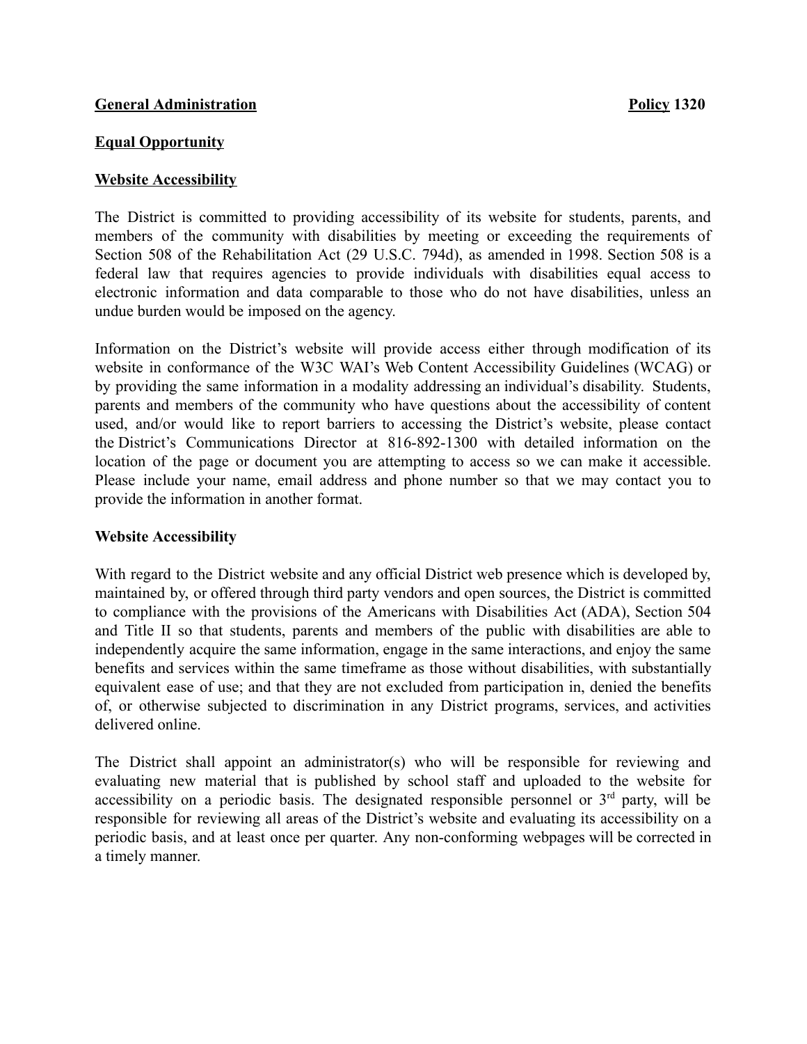**General Administration** **Policy 1320**

**Equal Opportunity**

**Website Accessibility**

The District is committed to providing accessibility of its website for students, parents, and members of the community with disabilities by meeting or exceeding the requirements of Section 508 of the Rehabilitation Act (29 U.S.C. 794d), as amended in 1998. Section 508 is a federal law that requires agencies to provide individuals with disabilities equal access to electronic information and data comparable to those who do not have disabilities, unless an undue burden would be imposed on the agency.

Information on the District's website will provide access either through modification of its website in conformance of the W3C WAI's Web Content Accessibility Guidelines (WCAG) or by providing the same information in a modality addressing an individual's disability. Students, parents and members of the community who have questions about the accessibility of content used, and/or would like to report barriers to accessing the District's website, please contact the District's Communications Director at 816-892-1300 with detailed information on the location of the page or document you are attempting to access so we can make it accessible. Please include your name, email address and phone number so that we may contact you to provide the information in another format.

**Website Accessibility**

With regard to the District website and any official District web presence which is developed by, maintained by, or offered through third party vendors and open sources, the District is committed to compliance with the provisions of the Americans with Disabilities Act (ADA), Section 504 and Title II so that students, parents and members of the public with disabilities are able to independently acquire the same information, engage in the same interactions, and enjoy the same benefits and services within the same timeframe as those without disabilities, with substantially equivalent ease of use; and that they are not excluded from participation in, denied the benefits of, or otherwise subjected to discrimination in any District programs, services, and activities delivered online.

The District shall appoint an administrator(s) who will be responsible for reviewing and evaluating new material that is published by school staff and uploaded to the website for accessibility on a periodic basis. The designated responsible personnel or 3rd party, will be responsible for reviewing all areas of the District's website and evaluating its accessibility on a periodic basis, and at least once per quarter. Any non-conforming webpages will be corrected in a timely manner.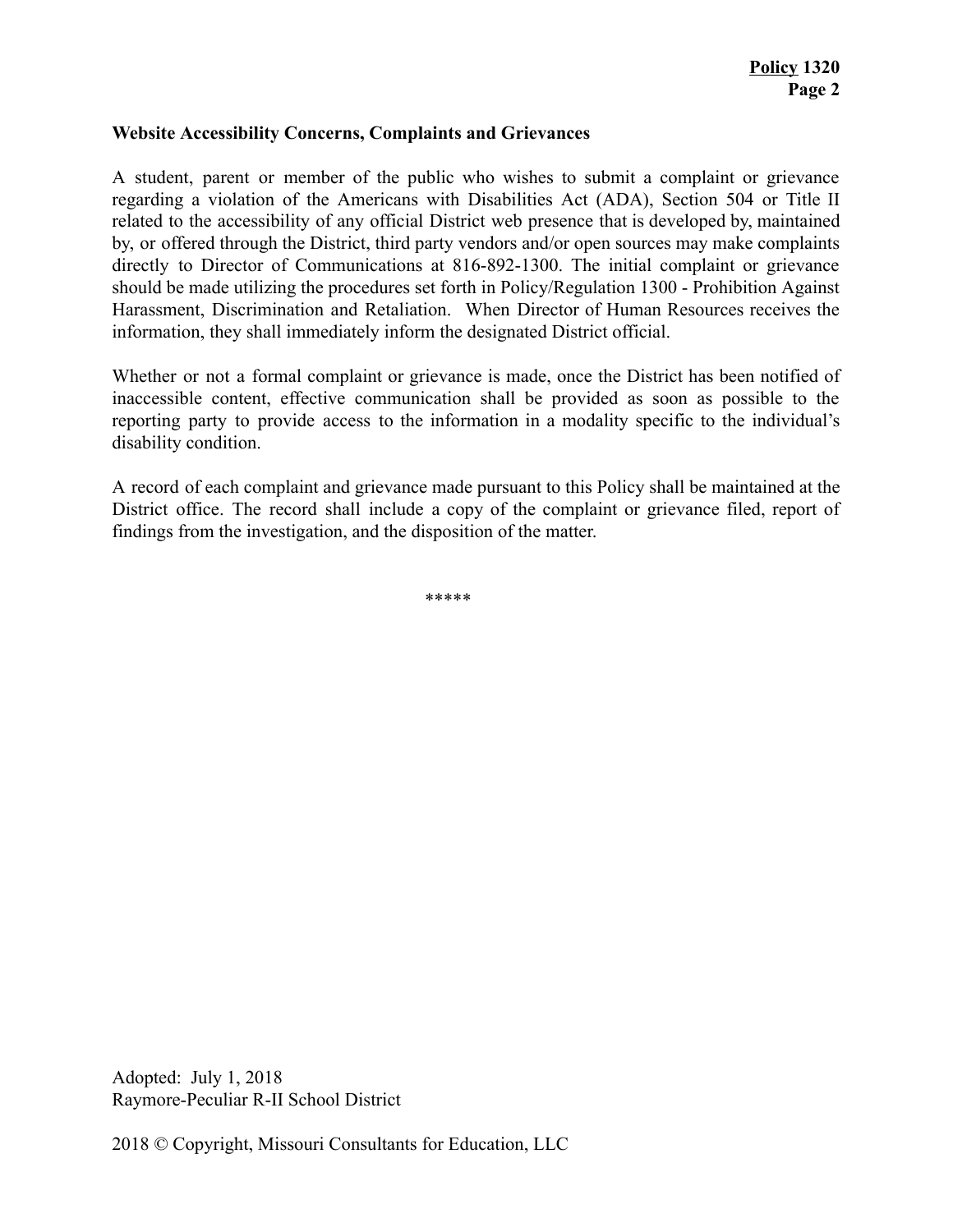**Website Accessibility Concerns, Complaints and Grievances**

A student, parent or member of the public who wishes to submit a complaint or grievance regarding a violation of the Americans with Disabilities Act (ADA), Section 504 or Title II related to the accessibility of any official District web presence that is developed by, maintained by, or offered through the District, third party vendors and/or open sources may make complaints directly to Director of Communications at 816-892-1300. The initial complaint or grievance should be made utilizing the procedures set forth in Policy/Regulation 1300 - Prohibition Against Harassment, Discrimination and Retaliation. When Director of Human Resources receives the information, they shall immediately inform the designated District official.

Whether or not a formal complaint or grievance is made, once the District has been notified of inaccessible content, effective communication shall be provided as soon as possible to the reporting party to provide access to the information in a modality specific to the individual's disability condition.

A record of each complaint and grievance made pursuant to this Policy shall be maintained at the District office. The record shall include a copy of the complaint or grievance filed, report of findings from the investigation, and the disposition of the matter.

*****

Adopted: July 1, 2018
Raymore-Peculiar R-II School District

2018 © Copyright, Missouri Consultants for Education, LLC